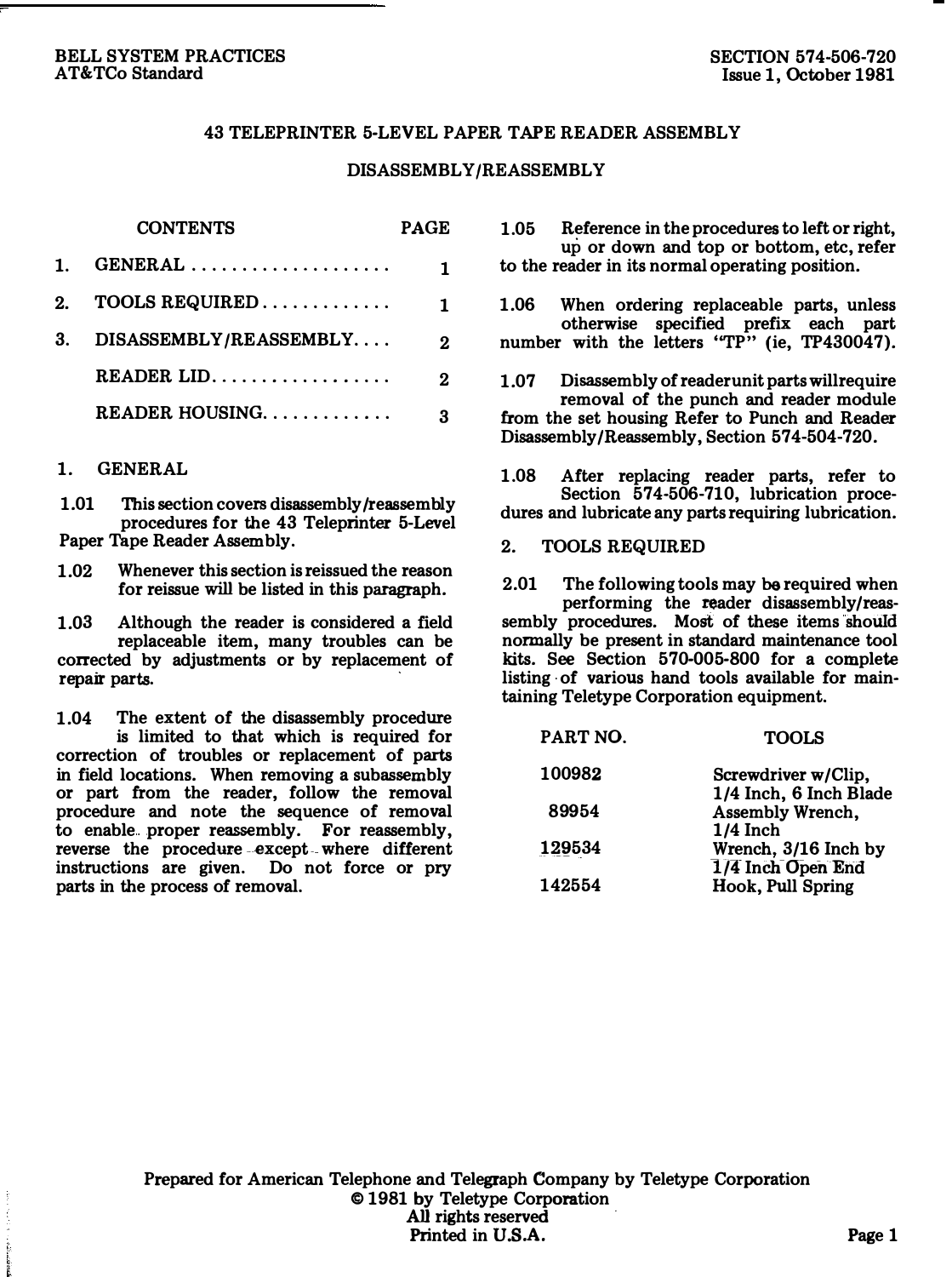BELL SYSTEM PRACTICES
AT&TCo Standard

SECTION 574-506-720
Issue 1, October 1981

# 43 TELEPRINTER 5-LEVEL PAPER TAPE READER ASSEMBLY

## DISASSEMBLY/REASSEMBLY

| CONTENTS | PAGE |
|---|---|
| 1. GENERAL | 1 |
| 2. TOOLS REQUIRED | 1 |
| 3. DISASSEMBLY/REASSEMBLY | 2 |
| READER LID | 2 |
| READER HOUSING | 3 |

## 1. GENERAL

1.01 This section covers disassembly/reassembly procedures for the 43 Teleprinter 5-Level Paper Tape Reader Assembly.

1.02 Whenever this section is reissued the reason for reissue will be listed in this paragraph.

1.03 Although the reader is considered a field replaceable item, many troubles can be corrected by adjustments or by replacement of repair parts.

1.04 The extent of the disassembly procedure is limited to that which is required for correction of troubles or replacement of parts in field locations. When removing a subassembly or part from the reader, follow the removal procedure and note the sequence of removal to enable proper reassembly. For reassembly, reverse the procedure except where different instructions are given. Do not force or pry parts in the process of removal.

1.05 Reference in the procedures to left or right, up or down and top or bottom, etc, refer to the reader in its normal operating position.

1.06 When ordering replaceable parts, unless otherwise specified prefix each part number with the letters "TP" (ie, TP430047).

1.07 Disassembly of reader unit parts will require removal of the punch and reader module from the set housing Refer to Punch and Reader Disassembly/Reassembly, Section 574-504-720.

1.08 After replacing reader parts, refer to Section 574-506-710, lubrication procedures and lubricate any parts requiring lubrication.

## 2. TOOLS REQUIRED

2.01 The following tools may be required when performing the reader disassembly/reassembly procedures. Most of these items should normally be present in standard maintenance tool kits. See Section 570-005-800 for a complete listing of various hand tools available for maintaining Teletype Corporation equipment.

| PART NO. | TOOLS |
|---|---|
| 100982 | Screwdriver w/Clip, 1/4 Inch, 6 Inch Blade |
| 89954 | Assembly Wrench, 1/4 Inch |
| 129534 | Wrench, 3/16 Inch by 1/4 Inch Open End |
| 142554 | Hook, Pull Spring |

Prepared for American Telephone and Telegraph Company by Teletype Corporation
© 1981 by Teletype Corporation
All rights reserved
Printed in U.S.A.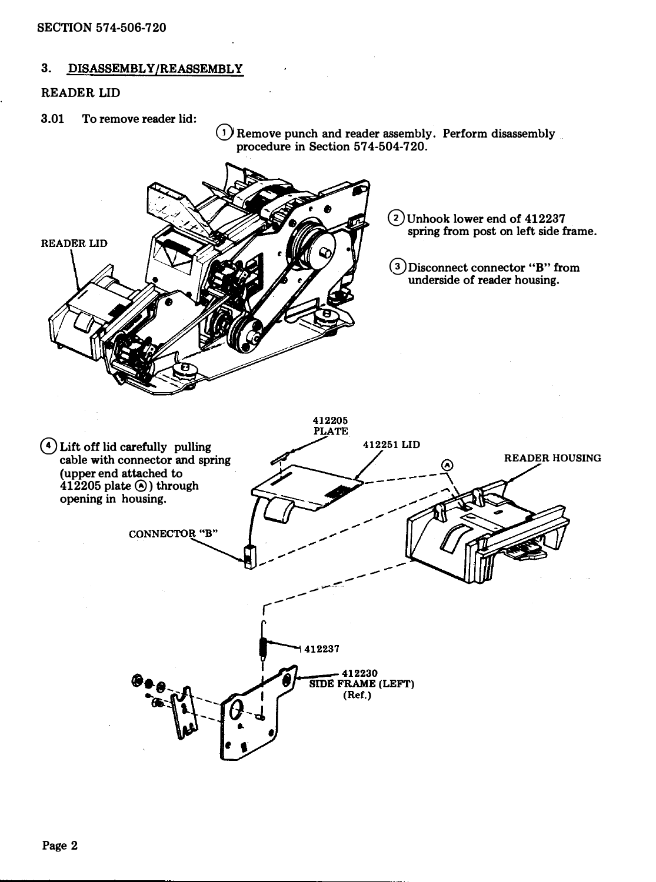## 3. DISASSEMBLY/REASSEMBLY

### READER LID

3.01 To remove reader lid:

(1) Remove punch and reader assembly. Perform disassembly procedure in Section 574-504-720.

READER LID

(2) Unhook lower end of 412237 spring from post on left side frame.

(3) Disconnect connector "B" from underside of reader housing.

(4) Lift off lid carefully pulling cable with connector and spring (upper end attached to 412205 plate (A)) through opening in housing.

412205 PLATE

412251 LID

(A)

READER HOUSING

CONNECTOR "B"

412237

412230 SIDE FRAME (LEFT) (Ref.)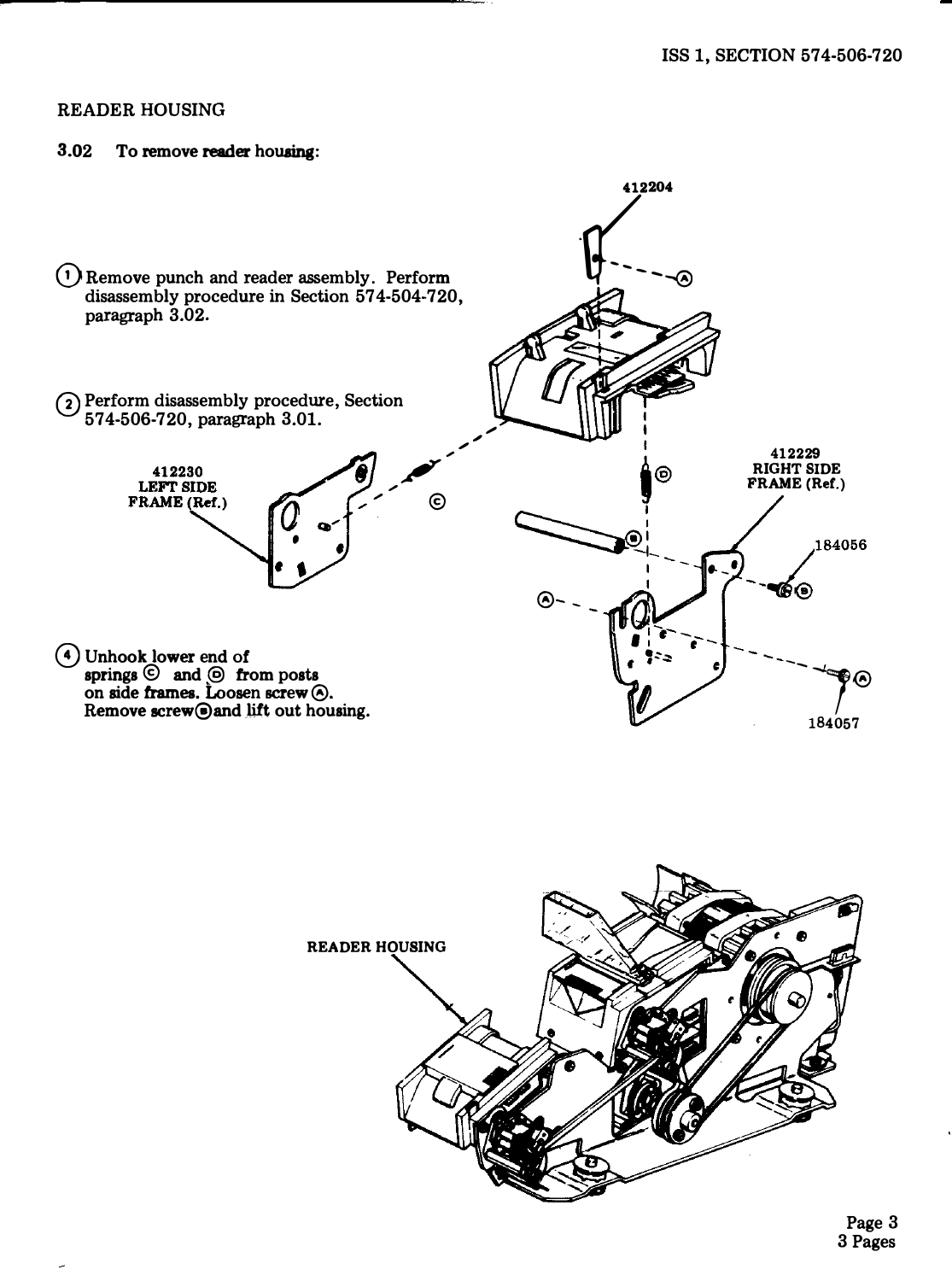## READER HOUSING

**3.02 To remove reader housing:**

(1) Remove punch and reader assembly. Perform disassembly procedure in Section 574-504-720, paragraph 3.02.

(2) Perform disassembly procedure, Section 574-506-720, paragraph 3.01.

(4) Unhook lower end of springs (C) and (D) from posts on side frames. Loosen screw (A). Remove screw (B) and lift out housing.

412204

412230
LEFT SIDE
FRAME (Ref.)

412229
RIGHT SIDE
FRAME (Ref.)

184056

184057

READER HOUSING